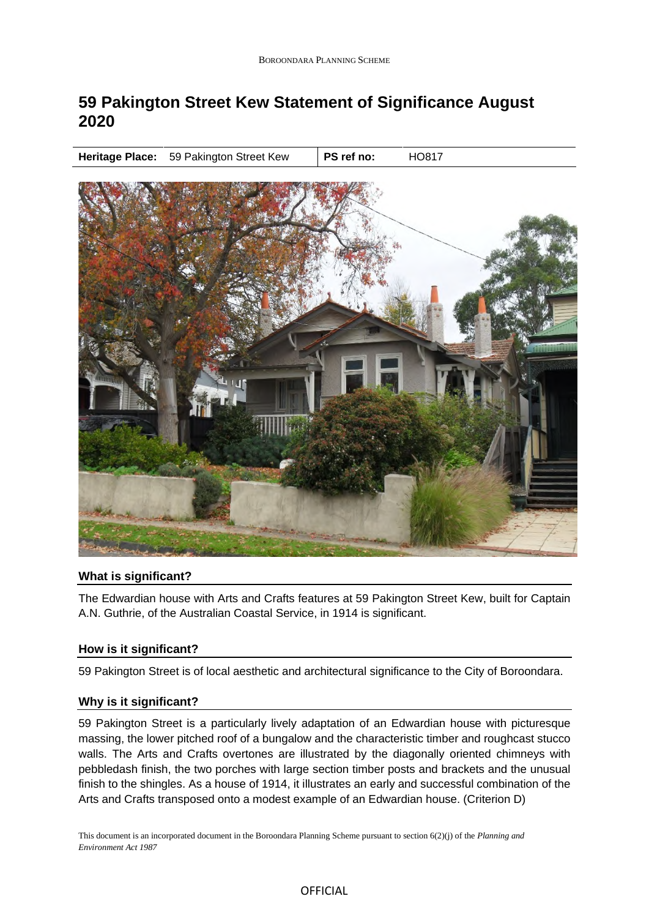# 59 Pakington Street Kew Statement of Significance August 2020

| **Heritage Place:** | 59 Pakington Street Kew | **PS ref no:** | HO817 |
|---|---|---|---|

## What is significant?

The Edwardian house with Arts and Crafts features at 59 Pakington Street Kew, built for Captain A.N. Guthrie, of the Australian Coastal Service, in 1914 is significant.

## How is it significant?

59 Pakington Street is of local aesthetic and architectural significance to the City of Boroondara.

## Why is it significant?

59 Pakington Street is a particularly lively adaptation of an Edwardian house with picturesque massing, the lower pitched roof of a bungalow and the characteristic timber and roughcast stucco walls. The Arts and Crafts overtones are illustrated by the diagonally oriented chimneys with pebbledash finish, the two porches with large section timber posts and brackets and the unusual finish to the shingles. As a house of 1914, it illustrates an early and successful combination of the Arts and Crafts transposed onto a modest example of an Edwardian house. (Criterion D)

This document is an incorporated document in the Boroondara Planning Scheme pursuant to section 6(2)(j) of the *Planning and Environment Act 1987*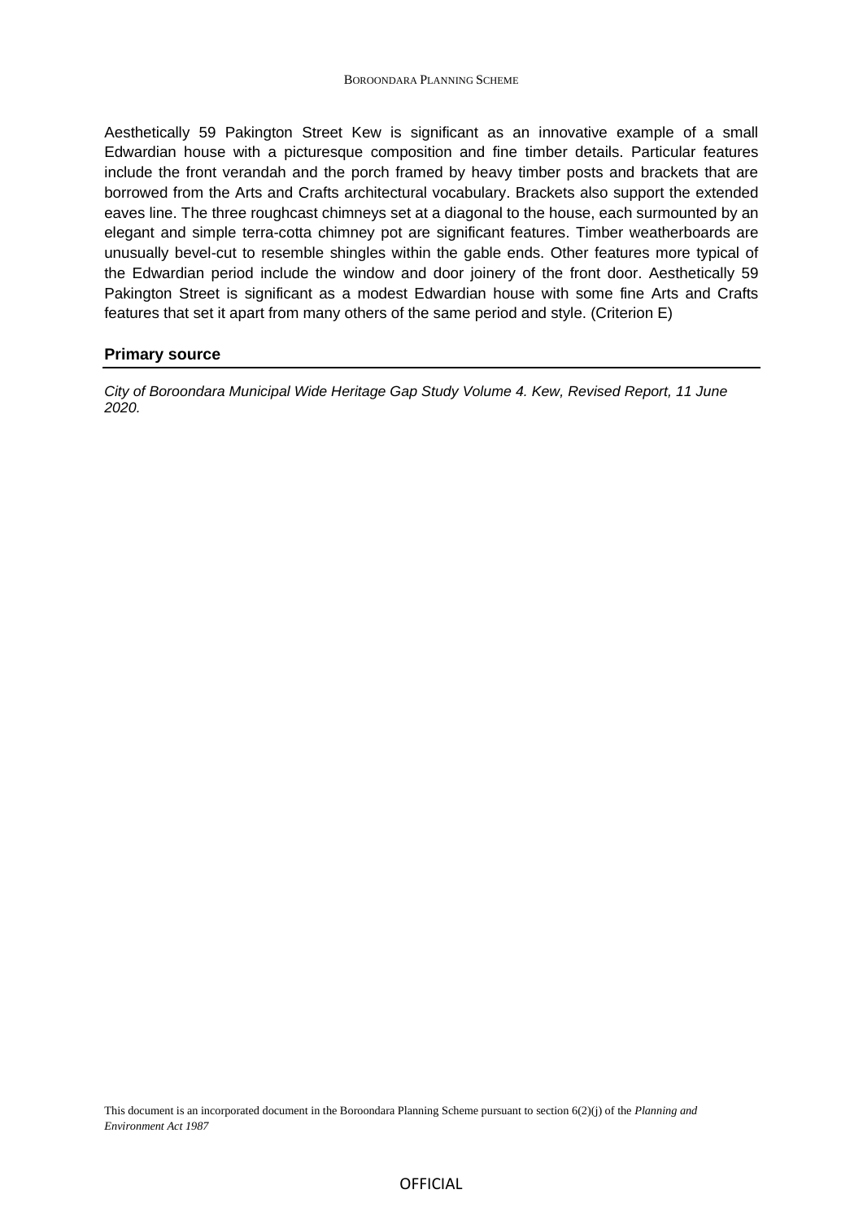Aesthetically 59 Pakington Street Kew is significant as an innovative example of a small Edwardian house with a picturesque composition and fine timber details. Particular features include the front verandah and the porch framed by heavy timber posts and brackets that are borrowed from the Arts and Crafts architectural vocabulary. Brackets also support the extended eaves line. The three roughcast chimneys set at a diagonal to the house, each surmounted by an elegant and simple terra-cotta chimney pot are significant features. Timber weatherboards are unusually bevel-cut to resemble shingles within the gable ends. Other features more typical of the Edwardian period include the window and door joinery of the front door. Aesthetically 59 Pakington Street is significant as a modest Edwardian house with some fine Arts and Crafts features that set it apart from many others of the same period and style. (Criterion E)

## Primary source

*City of Boroondara Municipal Wide Heritage Gap Study Volume 4. Kew, Revised Report, 11 June 2020.*

This document is an incorporated document in the Boroondara Planning Scheme pursuant to section 6(2)(j) of the *Planning and Environment Act 1987*